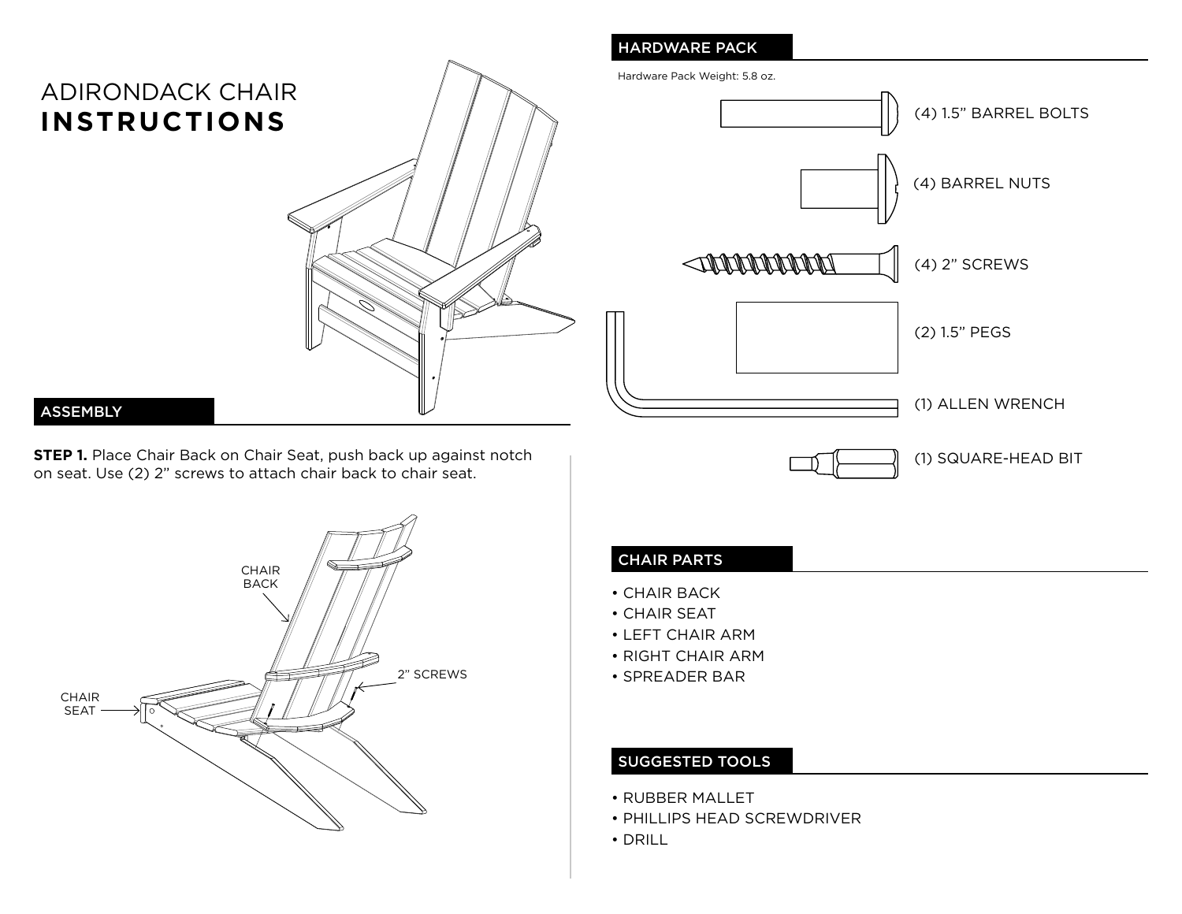# ADIRONDACK CHAIR **INSTRUCTIONS**

## ASSEMBLY

**STEP 1.** Place Chair Back on Chair Seat, push back up against notch on seat. Use (2) 2" screws to attach chair back to chair seat.

CHAIR BACK

2" SCREWS

CHAIR SEAT

## HARDWARE PACK

Hardware Pack Weight: 5.8 oz.

(4) 1.5" BARREL BOLTS

(4) BARREL NUTS

(4) 2" SCREWS

(2) 1.5" PEGS

(1) ALLEN WRENCH

(1) SQUARE-HEAD BIT

## CHAIR PARTS

- CHAIR BACK
- CHAIR SEAT
- LEFT CHAIR ARM
- RIGHT CHAIR ARM
- SPREADER BAR

## SUGGESTED TOOLS

- RUBBER MALLET
- PHILLIPS HEAD SCREWDRIVER
- DRILL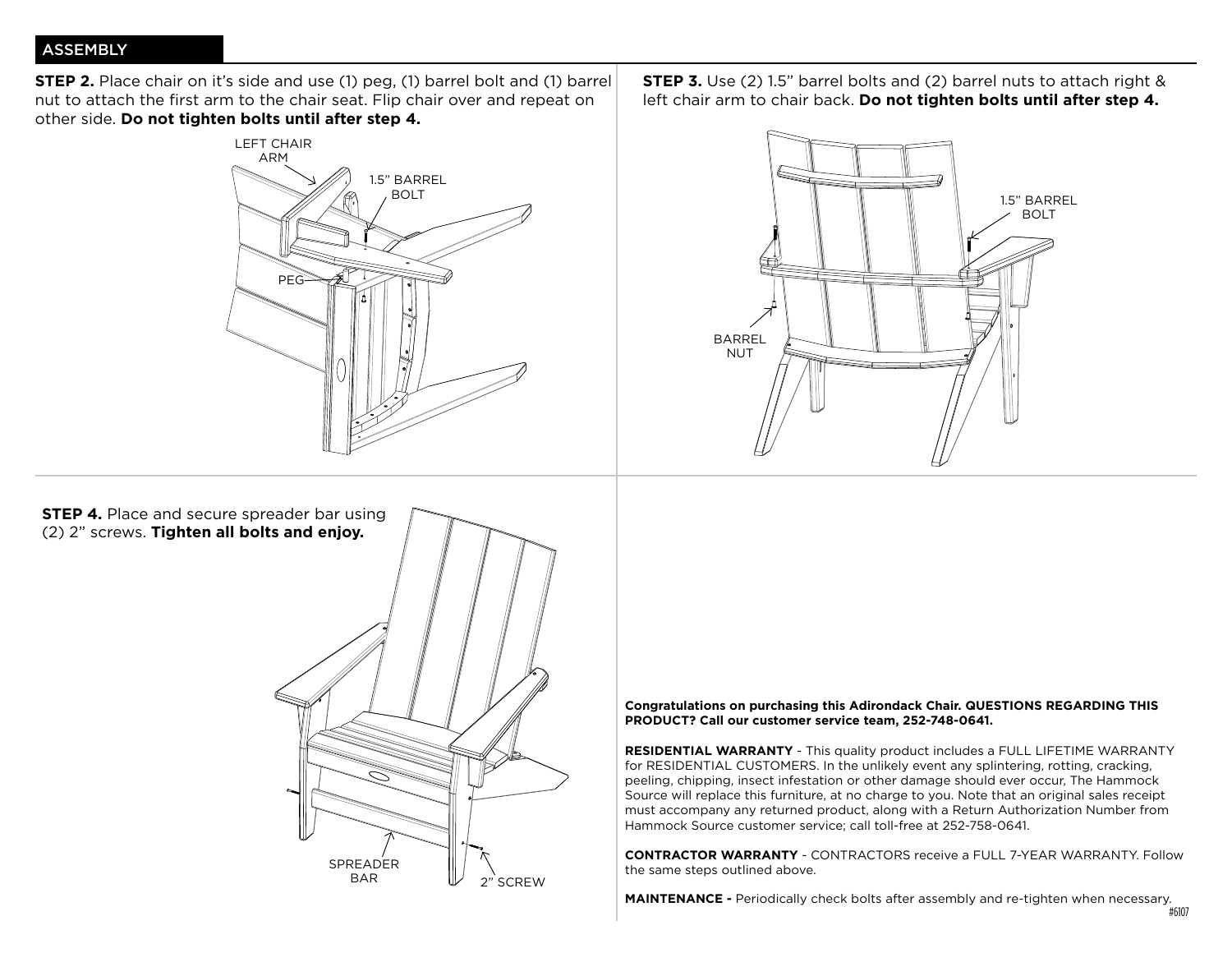## ASSEMBLY

**STEP 2.** Place chair on it's side and use (1) peg, (1) barrel bolt and (1) barrel nut to attach the first arm to the chair seat. Flip chair over and repeat on other side. **Do not tighten bolts until after step 4.**

LEFT CHAIR ARM

1.5" BARREL BOLT

PEG

**STEP 3.** Use (2) 1.5" barrel bolts and (2) barrel nuts to attach right & left chair arm to chair back. **Do not tighten bolts until after step 4.**

1.5" BARREL BOLT

BARREL NUT

**STEP 4.** Place and secure spreader bar using (2) 2" screws. **Tighten all bolts and enjoy.**

SPREADER BAR

2" SCREW

**Congratulations on purchasing this Adirondack Chair. QUESTIONS REGARDING THIS PRODUCT? Call our customer service team, 252-748-0641.**

**RESIDENTIAL WARRANTY** - This quality product includes a FULL LIFETIME WARRANTY for RESIDENTIAL CUSTOMERS. In the unlikely event any splintering, rotting, cracking, peeling, chipping, insect infestation or other damage should ever occur, The Hammock Source will replace this furniture, at no charge to you. Note that an original sales receipt must accompany any returned product, along with a Return Authorization Number from Hammock Source customer service; call toll-free at 252-758-0641.

**CONTRACTOR WARRANTY** - CONTRACTORS receive a FULL 7-YEAR WARRANTY. Follow the same steps outlined above.

**MAINTENANCE -** Periodically check bolts after assembly and re-tighten when necessary.

#6107